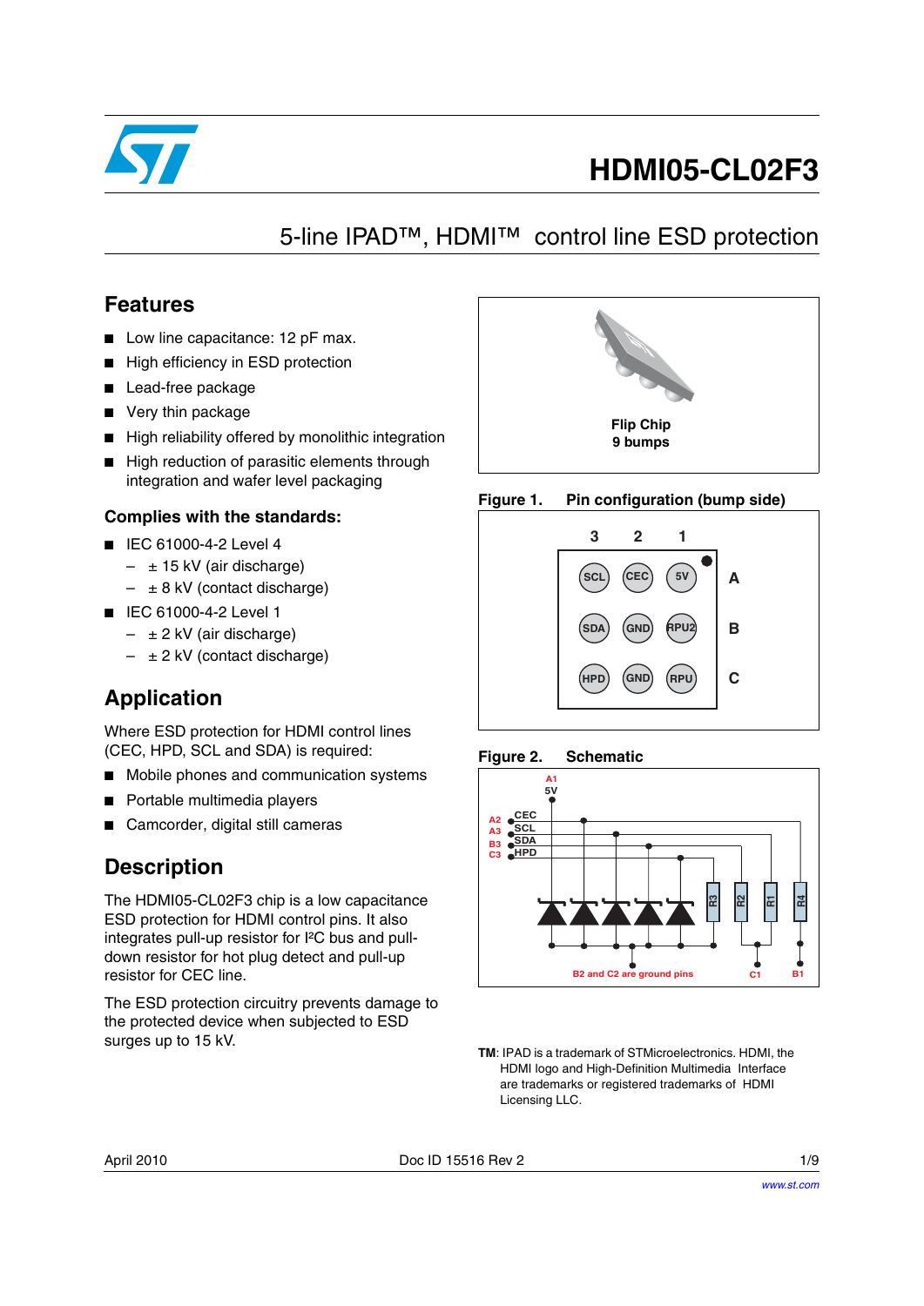# HDMI05-CL02F3

## 5-line IPAD™, HDMI™ control line ESD protection

## Features

- Low line capacitance: 12 pF max.
- High efficiency in ESD protection
- Lead-free package
- Very thin package
- High reliability offered by monolithic integration
- High reduction of parasitic elements through integration and wafer level packaging

### Complies with the standards:

- IEC 61000-4-2 Level 4
  - ± 15 kV (air discharge)
  - ± 8 kV (contact discharge)
- IEC 61000-4-2 Level 1
  - ± 2 kV (air discharge)
  - ± 2 kV (contact discharge)

Flip Chip
9 bumps

**Figure 1. Pin configuration (bump side)**

| | 3 | 2 | 1 |
|---|---|---|---|
| A | SCL | CEC | 5V |
| B | SDA | GND | RPU2 |
| C | HPD | GND | RPU |

**Figure 2. Schematic**

A1 5V; A2 CEC; A3 SCL; B3 SDA; C3 HPD; R3, R2, R1, R4; B2 and C2 are ground pins; C1; B1

## Application

Where ESD protection for HDMI control lines (CEC, HPD, SCL and SDA) is required:

- Mobile phones and communication systems
- Portable multimedia players
- Camcorder, digital still cameras

## Description

The HDMI05-CL02F3 chip is a low capacitance ESD protection for HDMI control pins. It also integrates pull-up resistor for I²C bus and pull-down resistor for hot plug detect and pull-up resistor for CEC line.

The ESD protection circuitry prevents damage to the protected device when subjected to ESD surges up to 15 kV.

**TM**: IPAD is a trademark of STMicroelectronics. HDMI, the HDMI logo and High-Definition Multimedia Interface are trademarks or registered trademarks of HDMI Licensing LLC.

April 2010 Doc ID 15516 Rev 2

www.st.com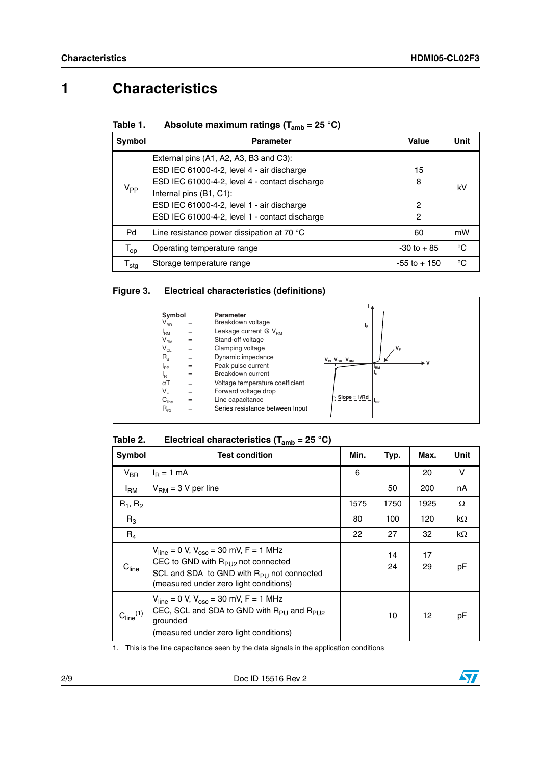# 1 Characteristics

**Table 1. Absolute maximum ratings ($T_{amb}$ = 25 °C)**

| Symbol | Parameter | Value | Unit |
|---|---|---|---|
| $V_{PP}$ | External pins (A1, A2, A3, B3 and C3):<br>ESD IEC 61000-4-2, level 4 - air discharge<br>ESD IEC 61000-4-2, level 4 - contact discharge<br>Internal pins (B1, C1):<br>ESD IEC 61000-4-2, level 1 - air discharge<br>ESD IEC 61000-4-2, level 1 - contact discharge | <br>15<br>8<br><br>2<br>2 | kV |
| Pd | Line resistance power dissipation at 70 °C | 60 | mW |
| $T_{op}$ | Operating temperature range | -30 to + 85 | °C |
| $T_{stg}$ | Storage temperature range | -55 to + 150 | °C |

**Figure 3. Electrical characteristics (definitions)**

| Symbol | | Parameter |
|---|---|---|
| $V_{BR}$ | = | Breakdown voltage |
| $I_{RM}$ | = | Leakage current @ $V_{RM}$ |
| $V_{RM}$ | = | Stand-off voltage |
| $V_{CL}$ | = | Clamping voltage |
| $R_d$ | = | Dynamic impedance |
| $I_{PP}$ | = | Peak pulse current |
| $I_R$ | = | Breakdown current |
| $\alpha T$ | = | Voltage temperature coefficient |
| $V_F$ | = | Forward voltage drop |
| $C_{line}$ | = | Line capacitance |
| $R_{I/O}$ | = | Series resistance between Input |

**Table 2. Electrical characteristics ($T_{amb}$ = 25 °C)**

| Symbol | Test condition | Min. | Typ. | Max. | Unit |
|---|---|---|---|---|---|
| $V_{BR}$ | $I_R$ = 1 mA | 6 | | 20 | V |
| $I_{RM}$ | $V_{RM}$ = 3 V per line | | 50 | 200 | nA |
| $R_1$, $R_2$ | | 1575 | 1750 | 1925 | Ω |
| $R_3$ | | 80 | 100 | 120 | kΩ |
| $R_4$ | | 22 | 27 | 32 | kΩ |
| $C_{line}$ | $V_{line}$ = 0 V, $V_{osc}$ = 30 mV, F = 1 MHz<br>CEC to GND with $R_{PU2}$ not connected<br>SCL and SDA to GND with $R_{PU}$ not connected<br>(measured under zero light conditions) | | 14<br>24 | 17<br>29 | pF |
| $C_{line}$[1] | $V_{line}$ = 0 V, $V_{osc}$ = 30 mV, F = 1 MHz<br>CEC, SCL and SDA to GND with $R_{PU}$ and $R_{PU2}$ grounded<br>(measured under zero light conditions) | | 10 | 12 | pF |

1. This is the line capacitance seen by the data signals in the application conditions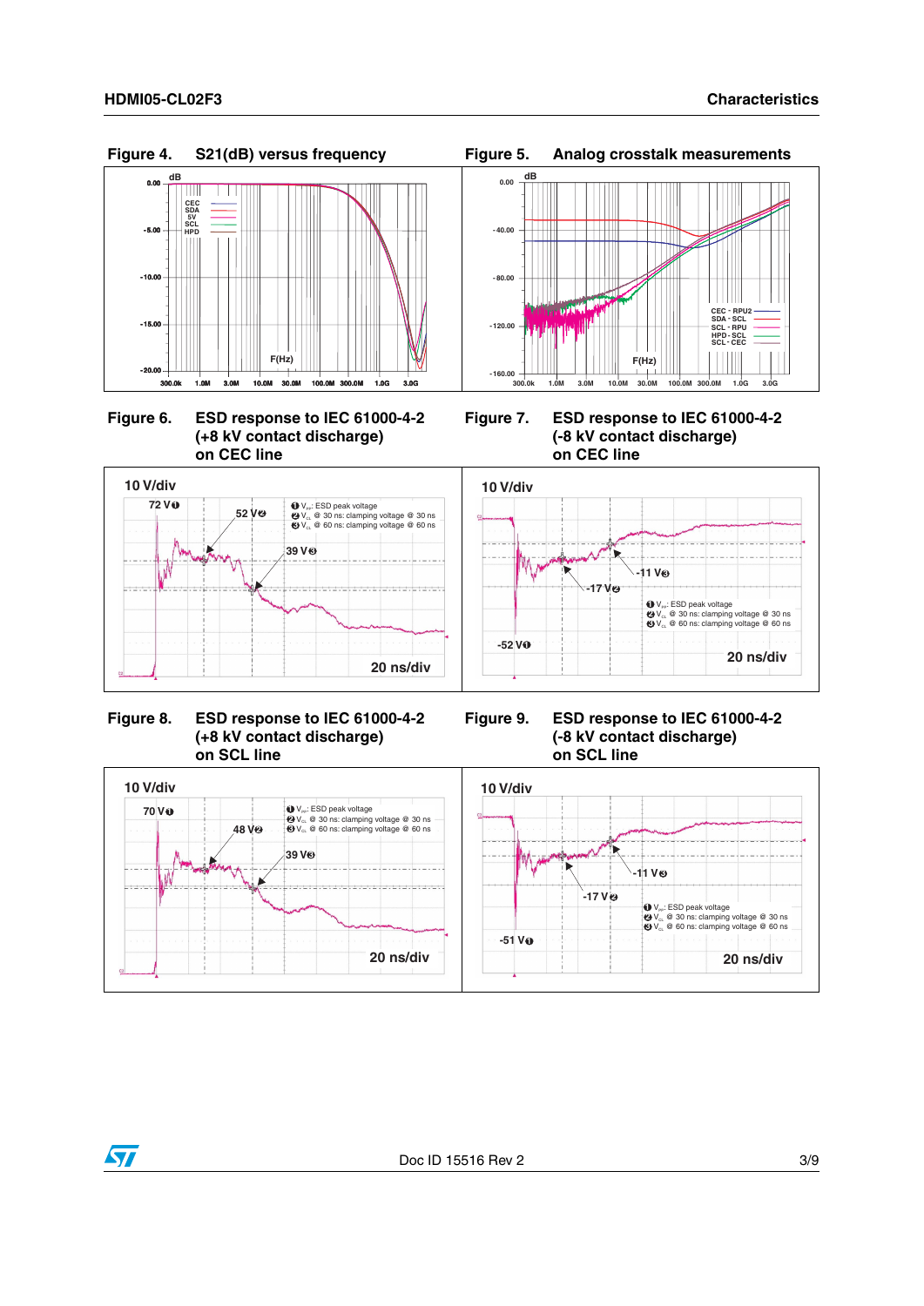Figure 4. S21(dB) versus frequency

Figure 5. Analog crosstalk measurements

Figure 6. ESD response to IEC 61000-4-2 (+8 kV contact discharge) on CEC line

Figure 7. ESD response to IEC 61000-4-2 (-8 kV contact discharge) on CEC line

Figure 8. ESD response to IEC 61000-4-2 (+8 kV contact discharge) on SCL line

Figure 9. ESD response to IEC 61000-4-2 (-8 kV contact discharge) on SCL line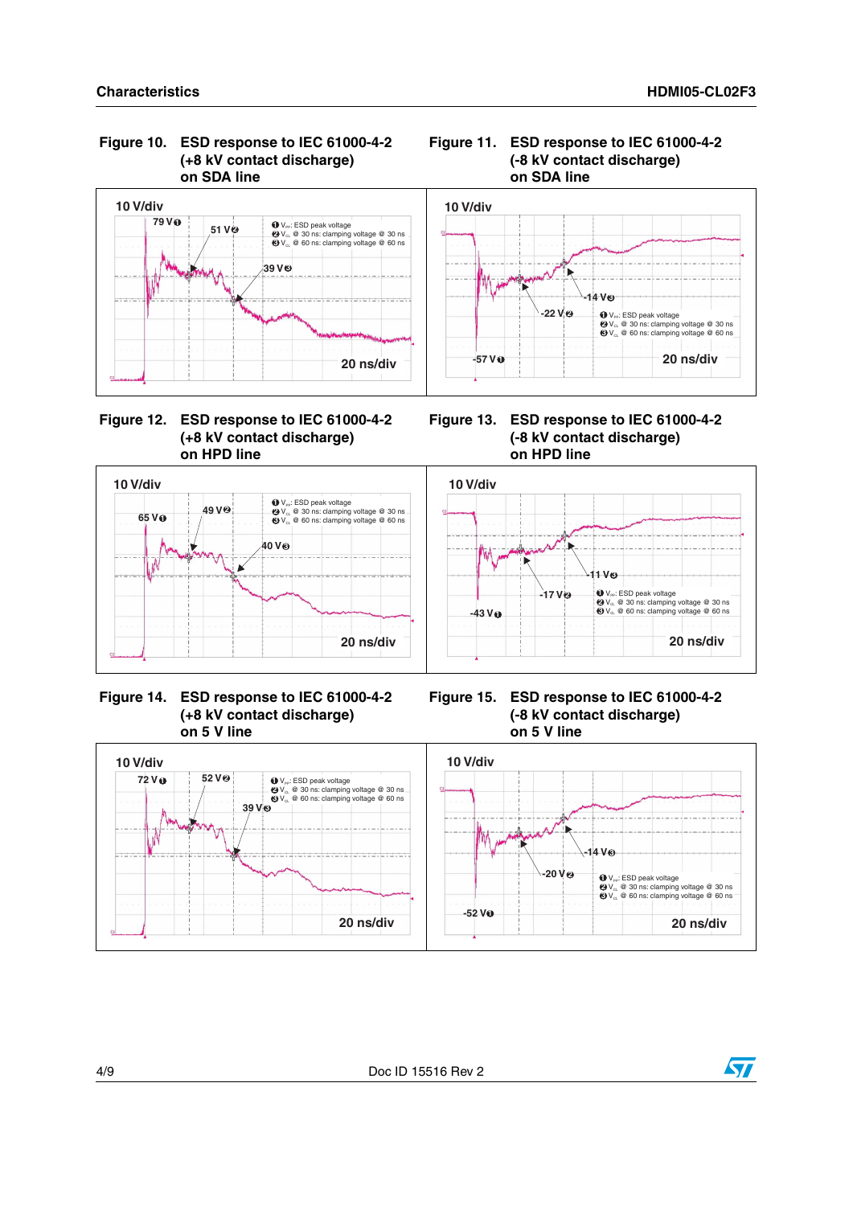**Figure 10. ESD response to IEC 61000-4-2 (+8 kV contact discharge) on SDA line**

10 V/div

79 V ❶ 51 V ❷ 39 V ❸

❶ $V_{PP}$: ESD peak voltage
❷ $V_{CL}$ @ 30 ns: clamping voltage @ 30 ns
❸ $V_{CL}$ @ 60 ns: clamping voltage @ 60 ns

20 ns/div

**Figure 11. ESD response to IEC 61000-4-2 (-8 kV contact discharge) on SDA line**

10 V/div

-57 V ❶ -22 V ❷ -14 V ❸

❶ $V_{PP}$: ESD peak voltage
❷ $V_{CL}$ @ 30 ns: clamping voltage @ 30 ns
❸ $V_{CL}$ @ 60 ns: clamping voltage @ 60 ns

20 ns/div

**Figure 12. ESD response to IEC 61000-4-2 (+8 kV contact discharge) on HPD line**

10 V/div

65 V ❶ 49 V ❷ 40 V ❸

❶ $V_{PP}$: ESD peak voltage
❷ $V_{CL}$ @ 30 ns: clamping voltage @ 30 ns
❸ $V_{CL}$ @ 60 ns: clamping voltage @ 60 ns

20 ns/div

**Figure 13. ESD response to IEC 61000-4-2 (-8 kV contact discharge) on HPD line**

10 V/div

-43 V ❶ -17 V ❷ -11 V ❸

❶ $V_{PP}$: ESD peak voltage
❷ $V_{CL}$ @ 30 ns: clamping voltage @ 30 ns
❸ $V_{CL}$ @ 60 ns: clamping voltage @ 60 ns

20 ns/div

**Figure 14. ESD response to IEC 61000-4-2 (+8 kV contact discharge) on 5 V line**

10 V/div

72 V ❶ 52 V ❷ 39 V ❸

❶ $V_{PP}$: ESD peak voltage
❷ $V_{CL}$ @ 30 ns: clamping voltage @ 30 ns
❸ $V_{CL}$ @ 60 ns: clamping voltage @ 60 ns

20 ns/div

**Figure 15. ESD response to IEC 61000-4-2 (-8 kV contact discharge) on 5 V line**

10 V/div

-52 V ❶ -20 V ❷ -14 V ❸

❶ $V_{PP}$: ESD peak voltage
❷ $V_{CL}$ @ 30 ns: clamping voltage @ 30 ns
❸ $V_{CL}$ @ 60 ns: clamping voltage @ 60 ns

20 ns/div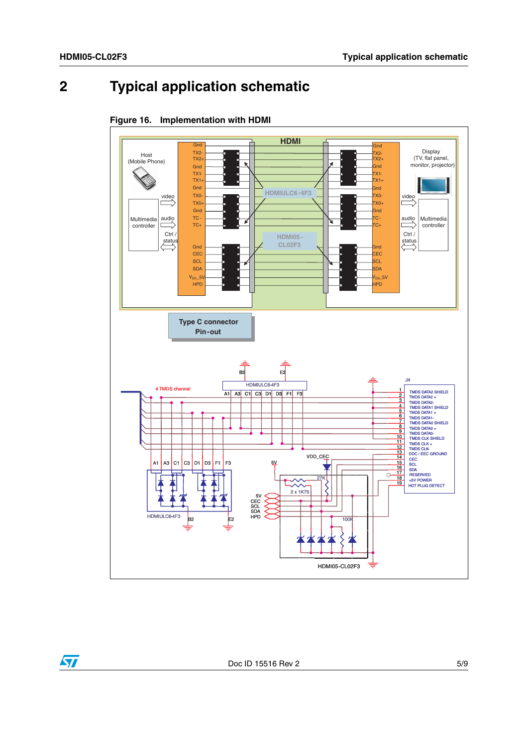## 2 Typical application schematic

**Figure 16. Implementation with HDMI**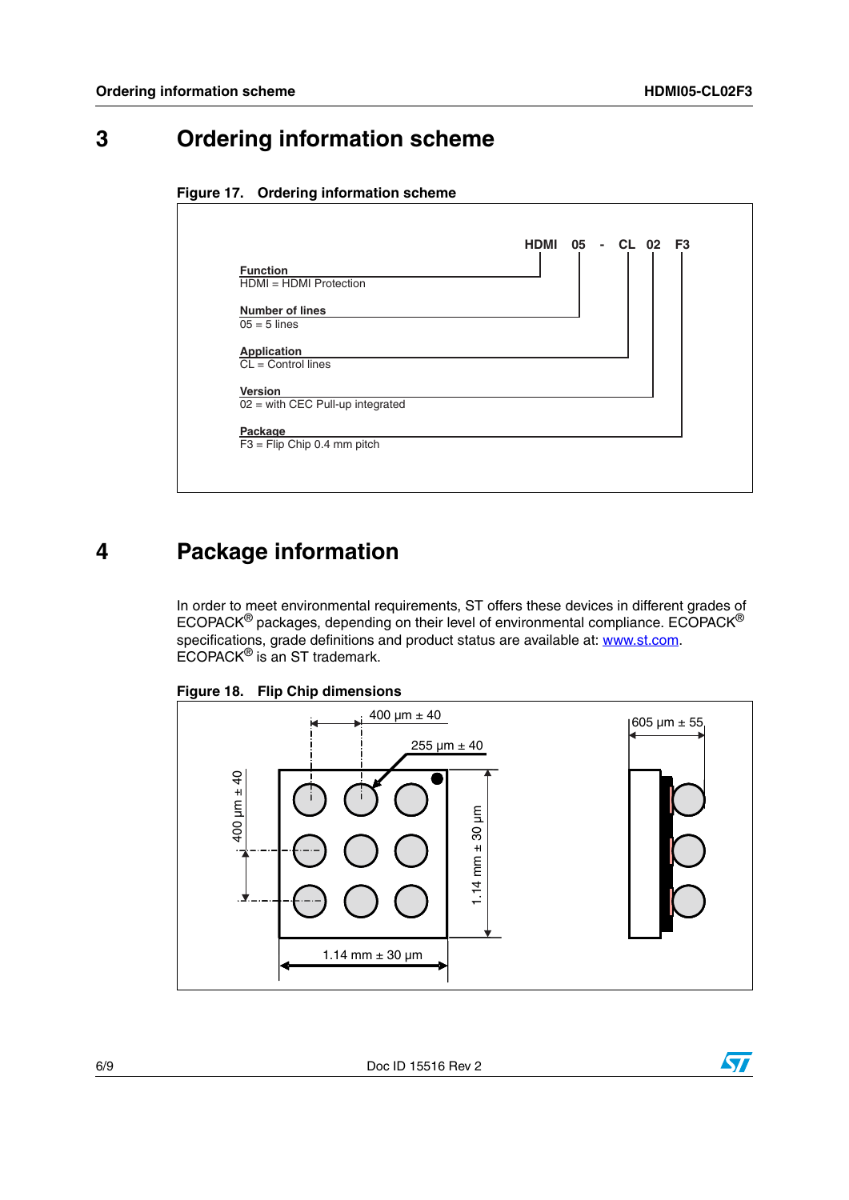# 3 Ordering information scheme

**Figure 17. Ordering information scheme**

**HDMI 05 - CL 02 F3**

**Function**
HDMI = HDMI Protection

**Number of lines**
05 = 5 lines

**Application**
CL = Control lines

**Version**
02 = with CEC Pull-up integrated

**Package**
F3 = Flip Chip 0.4 mm pitch

# 4 Package information

In order to meet environmental requirements, ST offers these devices in different grades of ECOPACK® packages, depending on their level of environmental compliance. ECOPACK® specifications, grade definitions and product status are available at: www.st.com. ECOPACK® is an ST trademark.

**Figure 18. Flip Chip dimensions**

400 µm ± 40

255 µm ± 40

605 µm ± 55

400 µm ± 40

1.14 mm ± 30 µm

1.14 mm ± 30 µm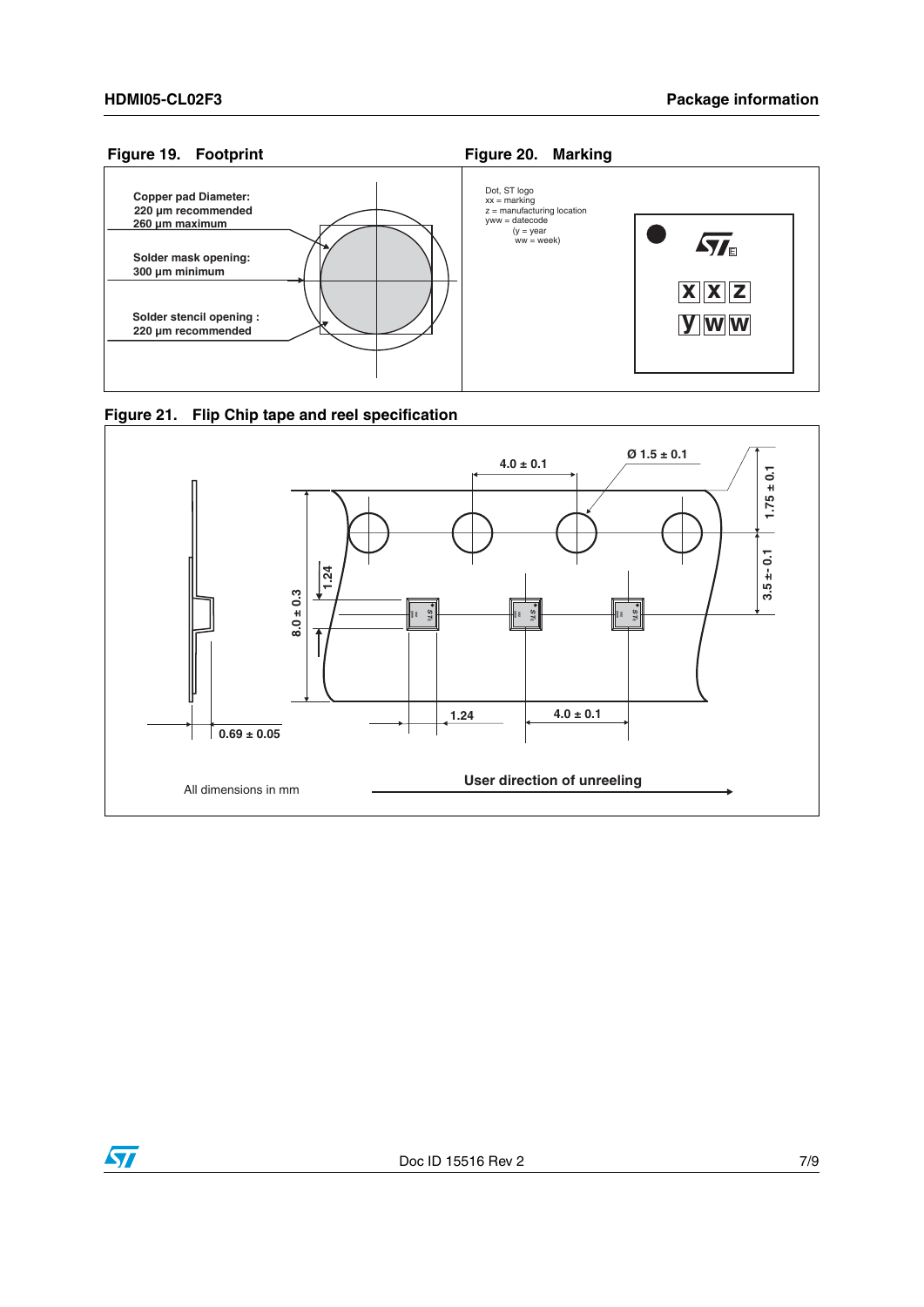**Figure 19. Footprint**

Copper pad Diameter:
220 µm recommended
260 µm maximum

Solder mask opening:
300 µm minimum

Solder stencil opening :
220 µm recommended

**Figure 20. Marking**

Dot, ST logo
xx = marking
z = manufacturing location
yww = datecode
(y = year
ww = week)

**Figure 21. Flip Chip tape and reel specification**

4.0 ± 0.1
Ø 1.5 ± 0.1
1.75 ± 0.1
3.5 ± 0.1
8.0 ± 0.3
1.24
0.69 ± 0.05
1.24
4.0 ± 0.1

All dimensions in mm

User direction of unreeling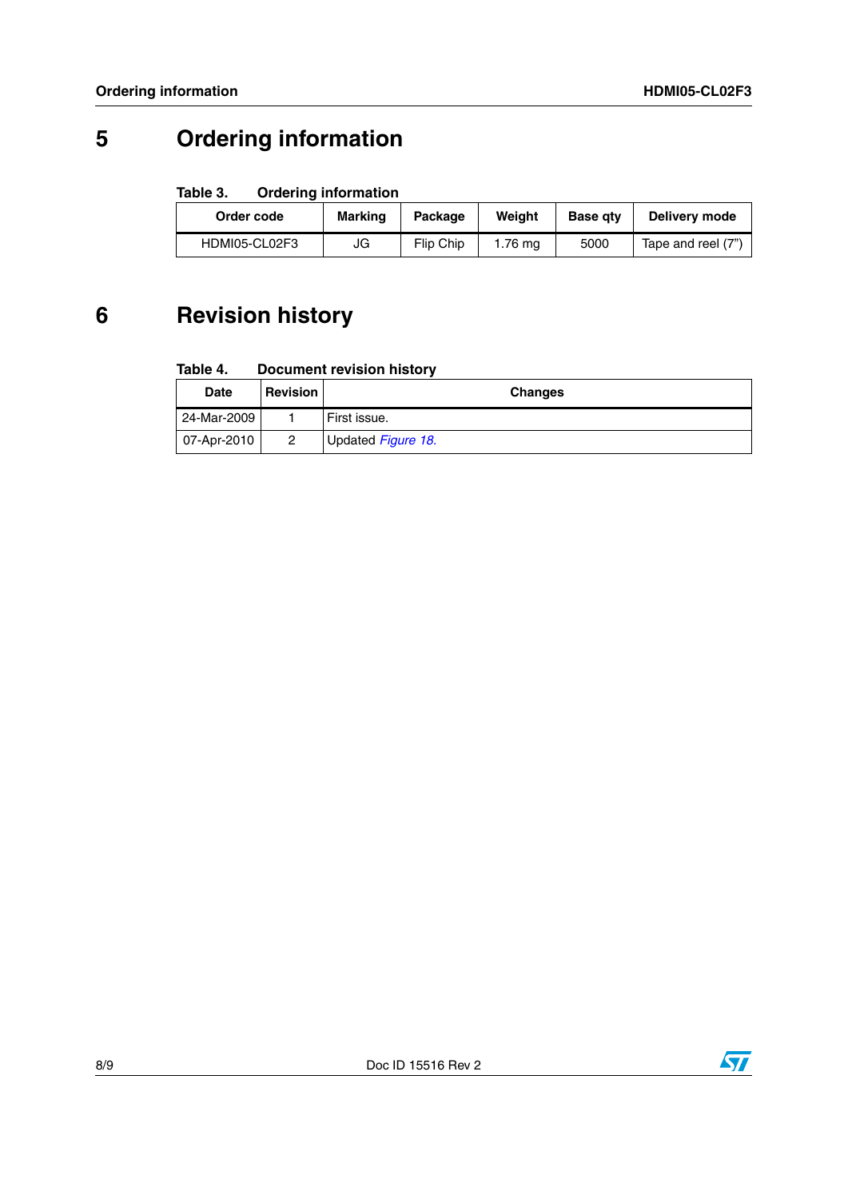# 5 Ordering information

Table 3. Ordering information

| Order code | Marking | Package | Weight | Base qty | Delivery mode |
| --- | --- | --- | --- | --- | --- |
| HDMI05-CL02F3 | JG | Flip Chip | 1.76 mg | 5000 | Tape and reel (7") |

# 6 Revision history

Table 4. Document revision history

| Date | Revision | Changes |
| --- | --- | --- |
| 24-Mar-2009 | 1 | First issue. |
| 07-Apr-2010 | 2 | Updated *Figure 18.* |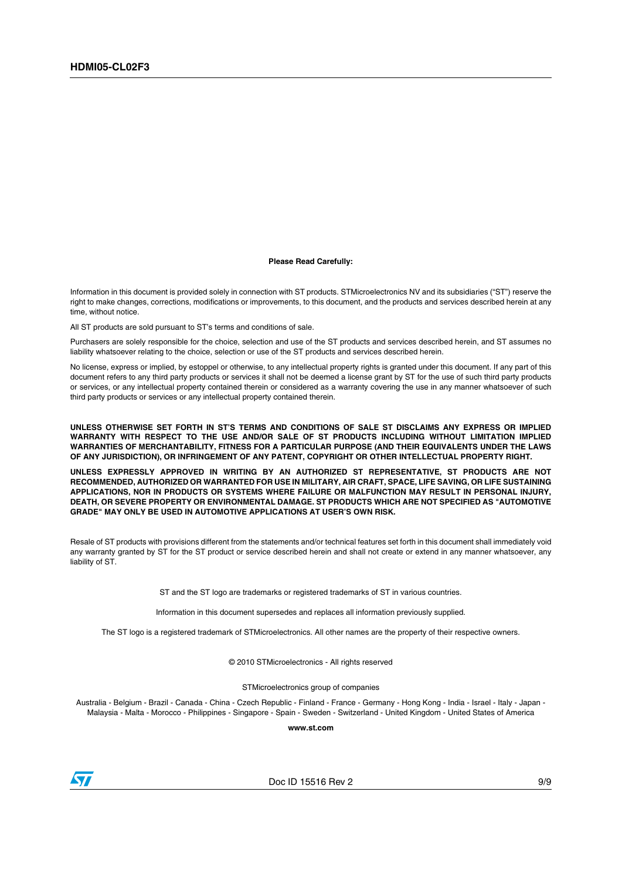**Please Read Carefully:**

Information in this document is provided solely in connection with ST products. STMicroelectronics NV and its subsidiaries ("ST") reserve the right to make changes, corrections, modifications or improvements, to this document, and the products and services described herein at any time, without notice.

All ST products are sold pursuant to ST's terms and conditions of sale.

Purchasers are solely responsible for the choice, selection and use of the ST products and services described herein, and ST assumes no liability whatsoever relating to the choice, selection or use of the ST products and services described herein.

No license, express or implied, by estoppel or otherwise, to any intellectual property rights is granted under this document. If any part of this document refers to any third party products or services it shall not be deemed a license grant by ST for the use of such third party products or services, or any intellectual property contained therein or considered as a warranty covering the use in any manner whatsoever of such third party products or services or any intellectual property contained therein.

**UNLESS OTHERWISE SET FORTH IN ST'S TERMS AND CONDITIONS OF SALE ST DISCLAIMS ANY EXPRESS OR IMPLIED WARRANTY WITH RESPECT TO THE USE AND/OR SALE OF ST PRODUCTS INCLUDING WITHOUT LIMITATION IMPLIED WARRANTIES OF MERCHANTABILITY, FITNESS FOR A PARTICULAR PURPOSE (AND THEIR EQUIVALENTS UNDER THE LAWS OF ANY JURISDICTION), OR INFRINGEMENT OF ANY PATENT, COPYRIGHT OR OTHER INTELLECTUAL PROPERTY RIGHT.**

**UNLESS EXPRESSLY APPROVED IN WRITING BY AN AUTHORIZED ST REPRESENTATIVE, ST PRODUCTS ARE NOT RECOMMENDED, AUTHORIZED OR WARRANTED FOR USE IN MILITARY, AIR CRAFT, SPACE, LIFE SAVING, OR LIFE SUSTAINING APPLICATIONS, NOR IN PRODUCTS OR SYSTEMS WHERE FAILURE OR MALFUNCTION MAY RESULT IN PERSONAL INJURY, DEATH, OR SEVERE PROPERTY OR ENVIRONMENTAL DAMAGE. ST PRODUCTS WHICH ARE NOT SPECIFIED AS "AUTOMOTIVE GRADE" MAY ONLY BE USED IN AUTOMOTIVE APPLICATIONS AT USER'S OWN RISK.**

Resale of ST products with provisions different from the statements and/or technical features set forth in this document shall immediately void any warranty granted by ST for the ST product or service described herein and shall not create or extend in any manner whatsoever, any liability of ST.

ST and the ST logo are trademarks or registered trademarks of ST in various countries.

Information in this document supersedes and replaces all information previously supplied.

The ST logo is a registered trademark of STMicroelectronics. All other names are the property of their respective owners.

© 2010 STMicroelectronics - All rights reserved

STMicroelectronics group of companies

Australia - Belgium - Brazil - Canada - China - Czech Republic - Finland - France - Germany - Hong Kong - India - Israel - Italy - Japan - Malaysia - Malta - Morocco - Philippines - Singapore - Spain - Sweden - Switzerland - United Kingdom - United States of America

**www.st.com**